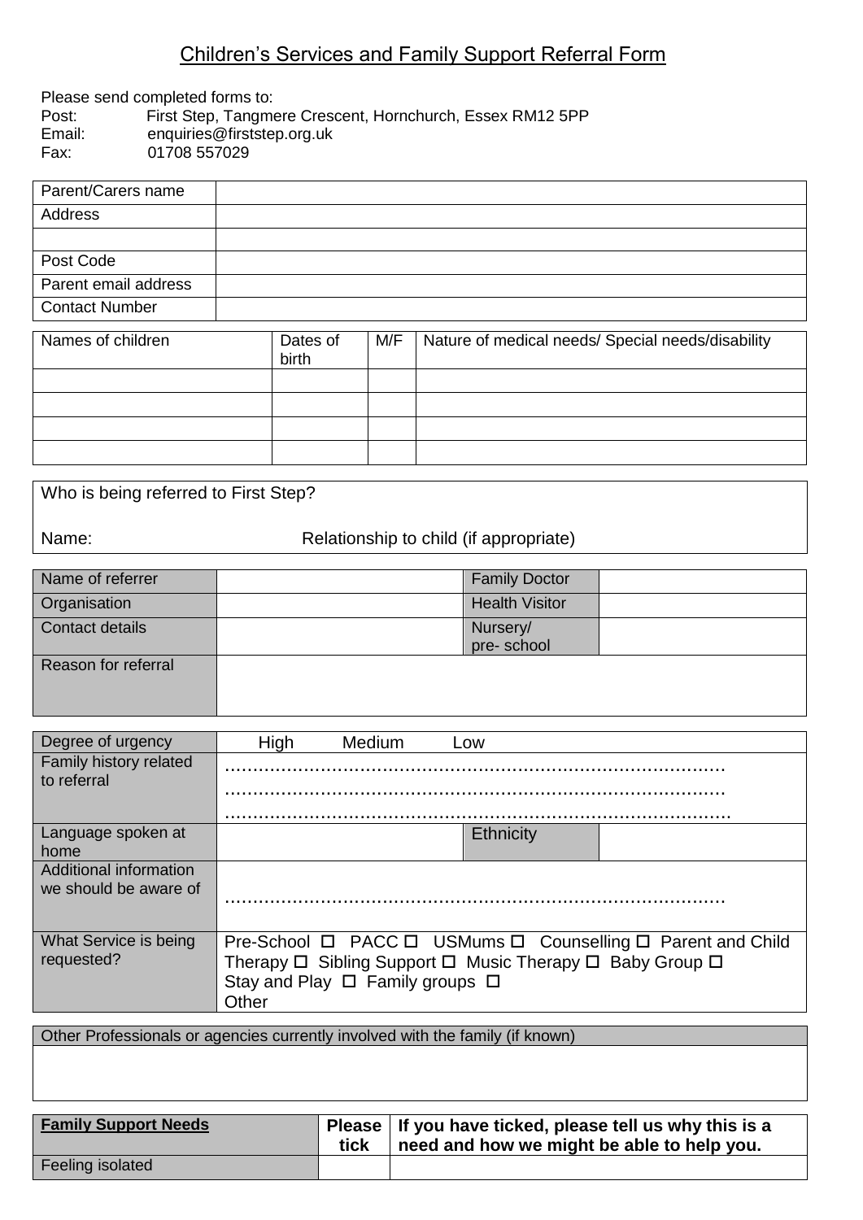# Children's Services and Family Support Referral Form

Please send completed forms to:

Post: First Step, Tangmere Crescent, Hornchurch, Essex RM12 5PP
Email: enquiries@firststep.org.uk
Fax: 01708 557029

| | |
|---|---|
| Parent/Carers name | |
| Address | |
| | |
| Post Code | |
| Parent email address | |
| Contact Number | |

| Names of children | Dates of birth | M/F | Nature of medical needs/ Special needs/disability |
|---|---|---|---|
| | | | |
| | | | |
| | | | |
| | | | |

Who is being referred to First Step?

Name: Relationship to child (if appropriate)

| | | | |
|---|---|---|---|
| Name of referrer | | Family Doctor | |
| Organisation | | Health Visitor | |
| Contact details | | Nursery/ pre- school | |
| Reason for referral | | | |

| | | | |
|---|---|---|---|
| Degree of urgency | High Medium Low | | |
| Family history related to referral | ........................................................................................ ........................................................................................ ........................................................................................ | | |
| Language spoken at home | | Ethnicity | |
| Additional information we should be aware of | ........................................................................................ | | |
| What Service is being requested? | Pre-School ☐ PACC ☐ USMums ☐ Counselling ☐ Parent and Child Therapy ☐ Sibling Support ☐ Music Therapy ☐ Baby Group ☐ Stay and Play ☐ Family groups ☐ Other | | |

| Other Professionals or agencies currently involved with the family (if known) |
|---|
| |

| **Family Support Needs** | **Please tick** | **If you have ticked, please tell us why this is a need and how we might be able to help you.** |
|---|---|---|
| Feeling isolated | | |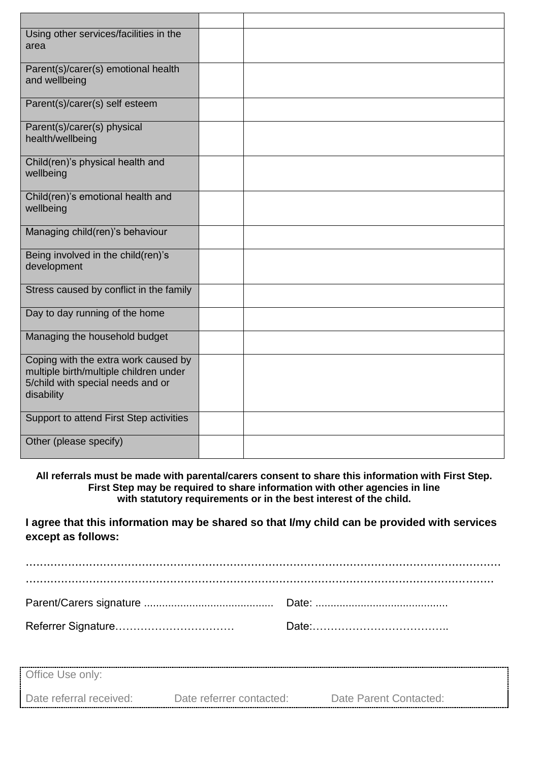| | | |
|---|---|---|
| | | |
| Using other services/facilities in the area | | |
| Parent(s)/carer(s) emotional health and wellbeing | | |
| Parent(s)/carer(s) self esteem | | |
| Parent(s)/carer(s) physical health/wellbeing | | |
| Child(ren)'s physical health and wellbeing | | |
| Child(ren)'s emotional health and wellbeing | | |
| Managing child(ren)'s behaviour | | |
| Being involved in the child(ren)'s development | | |
| Stress caused by conflict in the family | | |
| Day to day running of the home | | |
| Managing the household budget | | |
| Coping with the extra work caused by multiple birth/multiple children under 5/child with special needs and or disability | | |
| Support to attend First Step activities | | |
| Other (please specify) | | |

**All referrals must be made with parental/carers consent to share this information with First Step. First Step may be required to share information with other agencies in line with statutory requirements or in the best interest of the child.**

**I agree that this information may be shared so that I/my child can be provided with services except as follows:**

……………………………………………………………………………………………………………………
……………………………………………………………………………………………………………………

Parent/Carers signature .......................................... Date: ..........................................

Referrer Signature…………………………… Date:………………………………..

Office Use only:

Date referral received: Date referrer contacted: Date Parent Contacted: